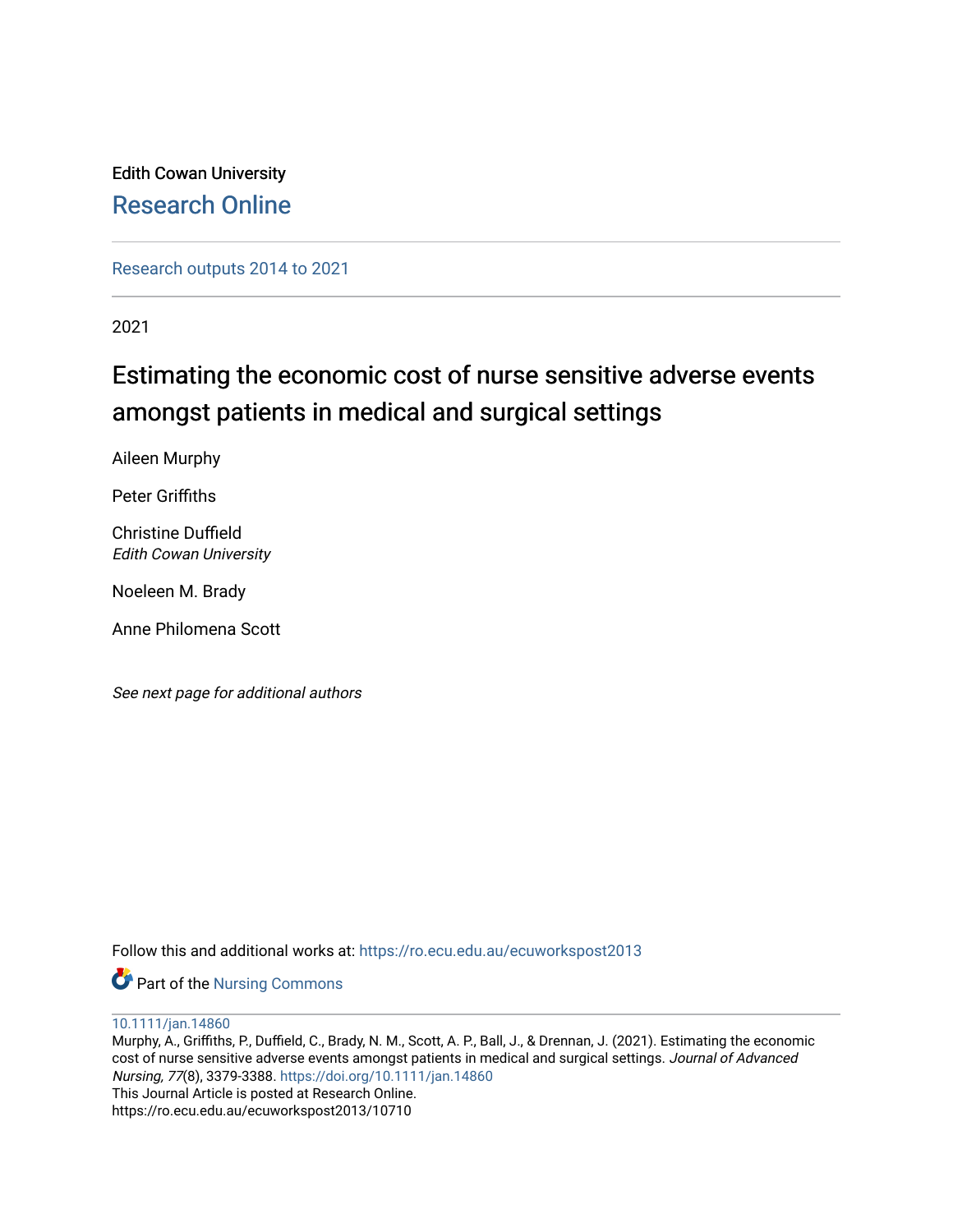Edith Cowan University

Research Online

Research outputs 2014 to 2021

2021

# Estimating the economic cost of nurse sensitive adverse events amongst patients in medical and surgical settings

Aileen Murphy

Peter Griffiths

Christine Duffield
*Edith Cowan University*

Noeleen M. Brady

Anne Philomena Scott

*See next page for additional authors*

Follow this and additional works at: https://ro.ecu.edu.au/ecuworkspost2013

Part of the Nursing Commons

10.1111/jan.14860
Murphy, A., Griffiths, P., Duffield, C., Brady, N. M., Scott, A. P., Ball, J., & Drennan, J. (2021). Estimating the economic cost of nurse sensitive adverse events amongst patients in medical and surgical settings. *Journal of Advanced Nursing, 77*(8), 3379-3388. https://doi.org/10.1111/jan.14860
This Journal Article is posted at Research Online.
https://ro.ecu.edu.au/ecuworkspost2013/10710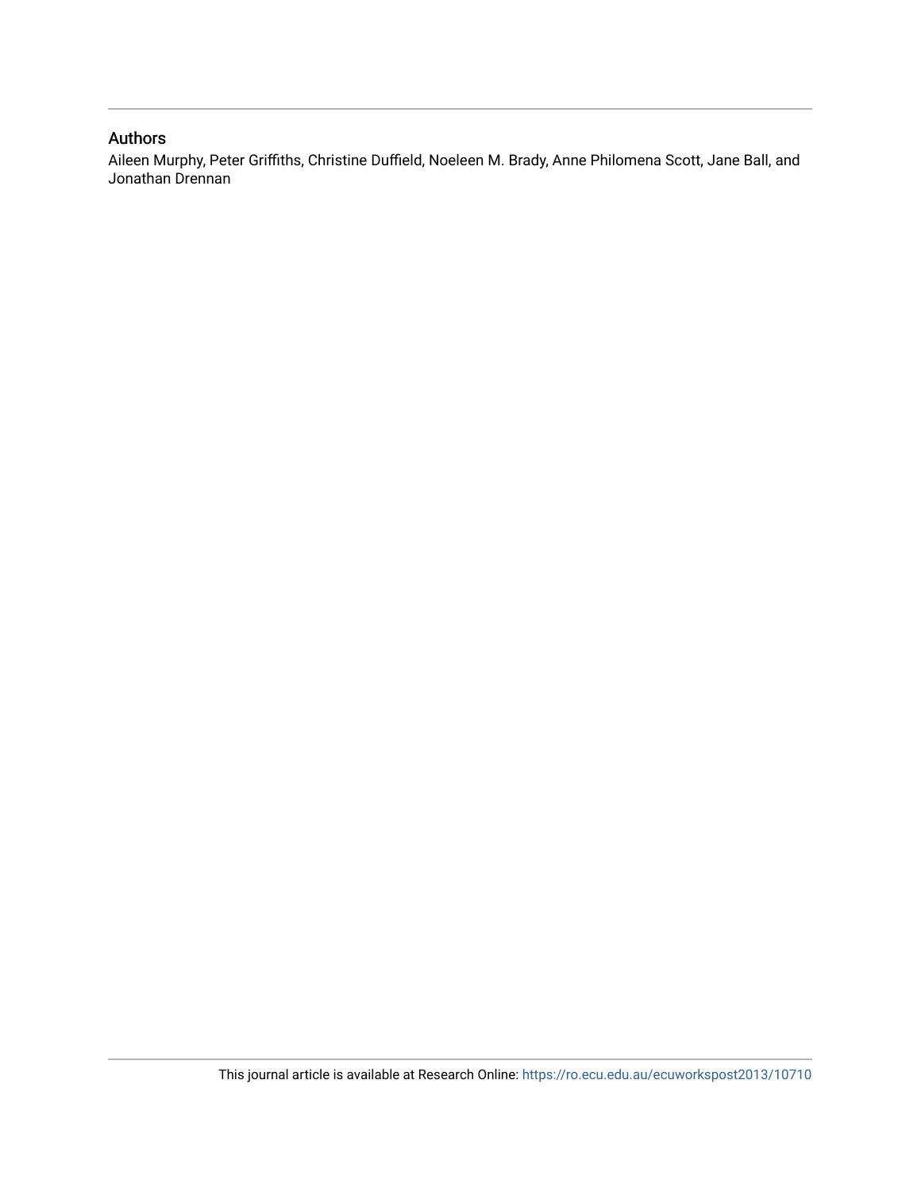## Authors

Aileen Murphy, Peter Griffiths, Christine Duffield, Noeleen M. Brady, Anne Philomena Scott, Jane Ball, and Jonathan Drennan

This journal article is available at Research Online: https://ro.ecu.edu.au/ecuworkspost2013/10710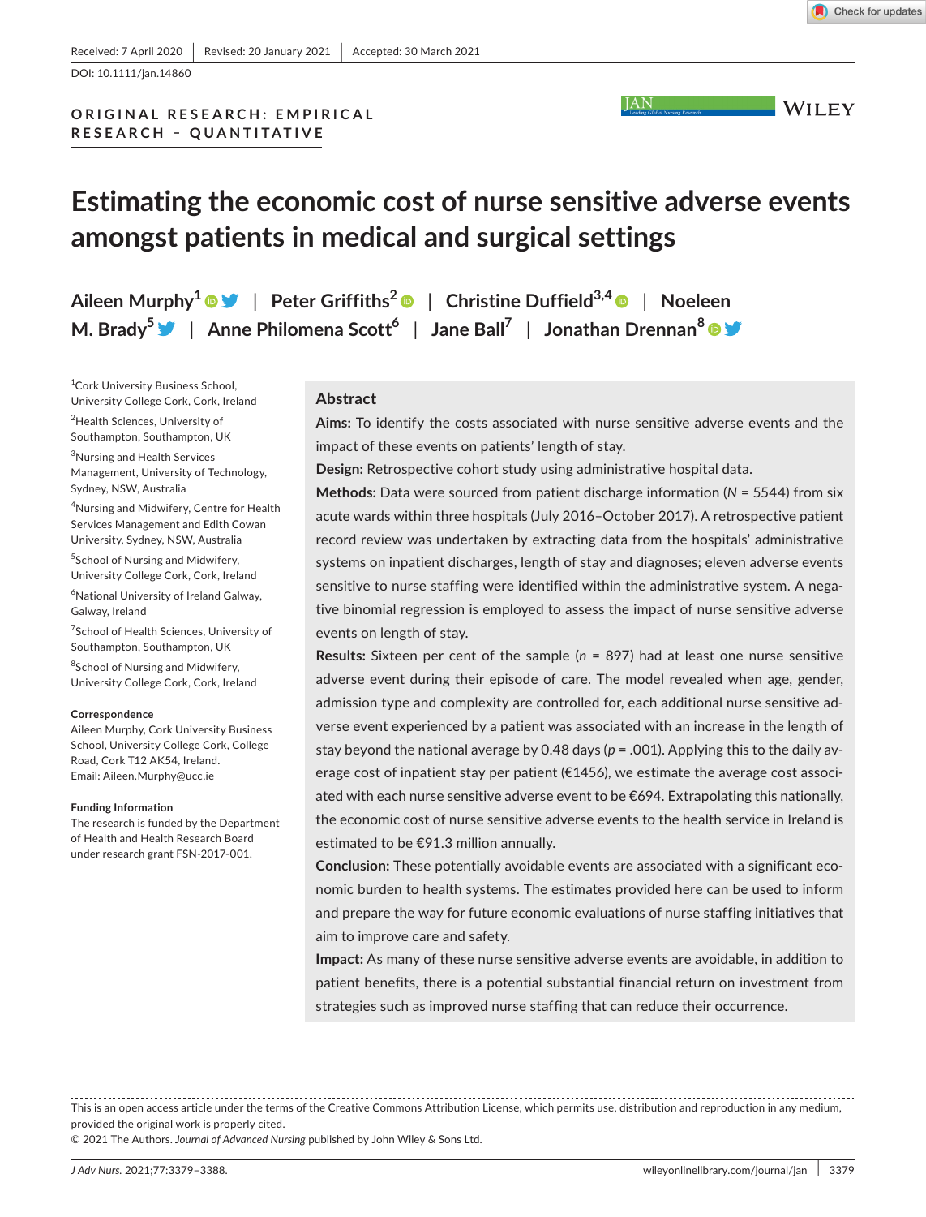Received: 7 April 2020 | Revised: 20 January 2021 | Accepted: 30 March 2021

DOI: 10.1111/jan.14860

ORIGINAL RESEARCH: EMPIRICAL RESEARCH – QUANTITATIVE

# Estimating the economic cost of nurse sensitive adverse events amongst patients in medical and surgical settings

Aileen Murphy[1] | Peter Griffiths[2] | Christine Duffield[3,4] | Noeleen M. Brady[5] | Anne Philomena Scott[6] | Jane Ball[7] | Jonathan Drennan[8]

[1]Cork University Business School, University College Cork, Cork, Ireland

[2]Health Sciences, University of Southampton, Southampton, UK

[3]Nursing and Health Services Management, University of Technology, Sydney, NSW, Australia

[4]Nursing and Midwifery, Centre for Health Services Management and Edith Cowan University, Sydney, NSW, Australia

[5]School of Nursing and Midwifery, University College Cork, Cork, Ireland

[6]National University of Ireland Galway, Galway, Ireland

[7]School of Health Sciences, University of Southampton, Southampton, UK

[8]School of Nursing and Midwifery, University College Cork, Cork, Ireland

**Correspondence**
Aileen Murphy, Cork University Business School, University College Cork, College Road, Cork T12 AK54, Ireland.
Email: Aileen.Murphy@ucc.ie

**Funding Information**
The research is funded by the Department of Health and Health Research Board under research grant FSN-2017-001.

## Abstract

**Aims:** To identify the costs associated with nurse sensitive adverse events and the impact of these events on patients' length of stay.

**Design:** Retrospective cohort study using administrative hospital data.

**Methods:** Data were sourced from patient discharge information ($N$ = 5544) from six acute wards within three hospitals (July 2016–October 2017). A retrospective patient record review was undertaken by extracting data from the hospitals' administrative systems on inpatient discharges, length of stay and diagnoses; eleven adverse events sensitive to nurse staffing were identified within the administrative system. A negative binomial regression is employed to assess the impact of nurse sensitive adverse events on length of stay.

**Results:** Sixteen per cent of the sample ($n$ = 897) had at least one nurse sensitive adverse event during their episode of care. The model revealed when age, gender, admission type and complexity are controlled for, each additional nurse sensitive adverse event experienced by a patient was associated with an increase in the length of stay beyond the national average by 0.48 days ($p$ = .001). Applying this to the daily average cost of inpatient stay per patient (€1456), we estimate the average cost associated with each nurse sensitive adverse event to be €694. Extrapolating this nationally, the economic cost of nurse sensitive adverse events to the health service in Ireland is estimated to be €91.3 million annually.

**Conclusion:** These potentially avoidable events are associated with a significant economic burden to health systems. The estimates provided here can be used to inform and prepare the way for future economic evaluations of nurse staffing initiatives that aim to improve care and safety.

**Impact:** As many of these nurse sensitive adverse events are avoidable, in addition to patient benefits, there is a potential substantial financial return on investment from strategies such as improved nurse staffing that can reduce their occurrence.

This is an open access article under the terms of the Creative Commons Attribution License, which permits use, distribution and reproduction in any medium, provided the original work is properly cited.
© 2021 The Authors. *Journal of Advanced Nursing* published by John Wiley & Sons Ltd.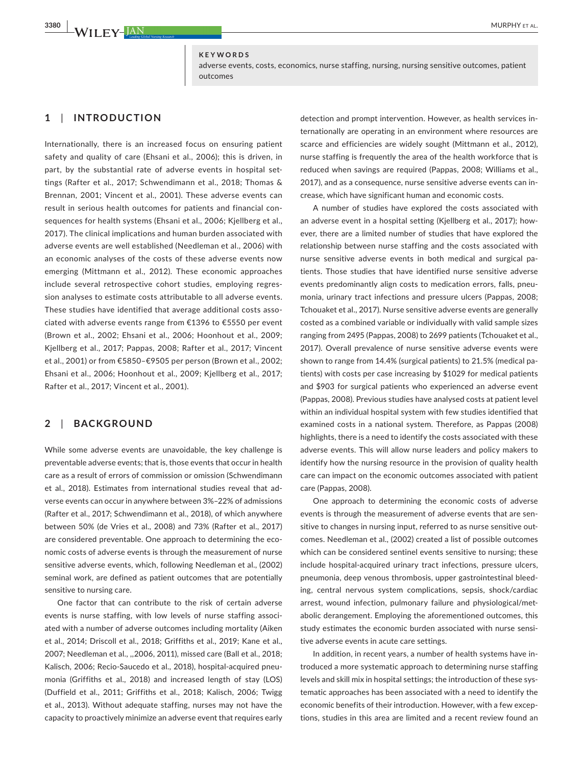**KEYWORDS**

adverse events, costs, economics, nurse staffing, nursing, nursing sensitive outcomes, patient outcomes

## 1 | INTRODUCTION

Internationally, there is an increased focus on ensuring patient safety and quality of care (Ehsani et al., 2006); this is driven, in part, by the substantial rate of adverse events in hospital settings (Rafter et al., 2017; Schwendimann et al., 2018; Thomas & Brennan, 2001; Vincent et al., 2001). These adverse events can result in serious health outcomes for patients and financial consequences for health systems (Ehsani et al., 2006; Kjellberg et al., 2017). The clinical implications and human burden associated with adverse events are well established (Needleman et al., 2006) with an economic analyses of the costs of these adverse events now emerging (Mittmann et al., 2012). These economic approaches include several retrospective cohort studies, employing regression analyses to estimate costs attributable to all adverse events. These studies have identified that average additional costs associated with adverse events range from €1396 to €5550 per event (Brown et al., 2002; Ehsani et al., 2006; Hoonhout et al., 2009; Kjellberg et al., 2017; Pappas, 2008; Rafter et al., 2017; Vincent et al., 2001) or from €5850–€9505 per person (Brown et al., 2002; Ehsani et al., 2006; Hoonhout et al., 2009; Kjellberg et al., 2017; Rafter et al., 2017; Vincent et al., 2001).

## 2 | BACKGROUND

While some adverse events are unavoidable, the key challenge is preventable adverse events; that is, those events that occur in health care as a result of errors of commission or omission (Schwendimann et al., 2018). Estimates from international studies reveal that adverse events can occur in anywhere between 3%–22% of admissions (Rafter et al., 2017; Schwendimann et al., 2018), of which anywhere between 50% (de Vries et al., 2008) and 73% (Rafter et al., 2017) are considered preventable. One approach to determining the economic costs of adverse events is through the measurement of nurse sensitive adverse events, which, following Needleman et al., (2002) seminal work, are defined as patient outcomes that are potentially sensitive to nursing care.

One factor that can contribute to the risk of certain adverse events is nurse staffing, with low levels of nurse staffing associated with a number of adverse outcomes including mortality (Aiken et al., 2014; Driscoll et al., 2018; Griffiths et al., 2019; Kane et al., 2007; Needleman et al., ,,2006, 2011), missed care (Ball et al., 2018; Kalisch, 2006; Recio-Saucedo et al., 2018), hospital-acquired pneumonia (Griffiths et al., 2018) and increased length of stay (LOS) (Duffield et al., 2011; Griffiths et al., 2018; Kalisch, 2006; Twigg et al., 2013). Without adequate staffing, nurses may not have the capacity to proactively minimize an adverse event that requires early detection and prompt intervention. However, as health services internationally are operating in an environment where resources are scarce and efficiencies are widely sought (Mittmann et al., 2012), nurse staffing is frequently the area of the health workforce that is reduced when savings are required (Pappas, 2008; Williams et al., 2017), and as a consequence, nurse sensitive adverse events can increase, which have significant human and economic costs.

A number of studies have explored the costs associated with an adverse event in a hospital setting (Kjellberg et al., 2017); however, there are a limited number of studies that have explored the relationship between nurse staffing and the costs associated with nurse sensitive adverse events in both medical and surgical patients. Those studies that have identified nurse sensitive adverse events predominantly align costs to medication errors, falls, pneumonia, urinary tract infections and pressure ulcers (Pappas, 2008; Tchouaket et al., 2017). Nurse sensitive adverse events are generally costed as a combined variable or individually with valid sample sizes ranging from 2495 (Pappas, 2008) to 2699 patients (Tchouaket et al., 2017). Overall prevalence of nurse sensitive adverse events were shown to range from 14.4% (surgical patients) to 21.5% (medical patients) with costs per case increasing by $1029 for medical patients and $903 for surgical patients who experienced an adverse event (Pappas, 2008). Previous studies have analysed costs at patient level within an individual hospital system with few studies identified that examined costs in a national system. Therefore, as Pappas (2008) highlights, there is a need to identify the costs associated with these adverse events. This will allow nurse leaders and policy makers to identify how the nursing resource in the provision of quality health care can impact on the economic outcomes associated with patient care (Pappas, 2008).

One approach to determining the economic costs of adverse events is through the measurement of adverse events that are sensitive to changes in nursing input, referred to as nurse sensitive outcomes. Needleman et al., (2002) created a list of possible outcomes which can be considered sentinel events sensitive to nursing; these include hospital-acquired urinary tract infections, pressure ulcers, pneumonia, deep venous thrombosis, upper gastrointestinal bleeding, central nervous system complications, sepsis, shock/cardiac arrest, wound infection, pulmonary failure and physiological/metabolic derangement. Employing the aforementioned outcomes, this study estimates the economic burden associated with nurse sensitive adverse events in acute care settings.

In addition, in recent years, a number of health systems have introduced a more systematic approach to determining nurse staffing levels and skill mix in hospital settings; the introduction of these systematic approaches has been associated with a need to identify the economic benefits of their introduction. However, with a few exceptions, studies in this area are limited and a recent review found an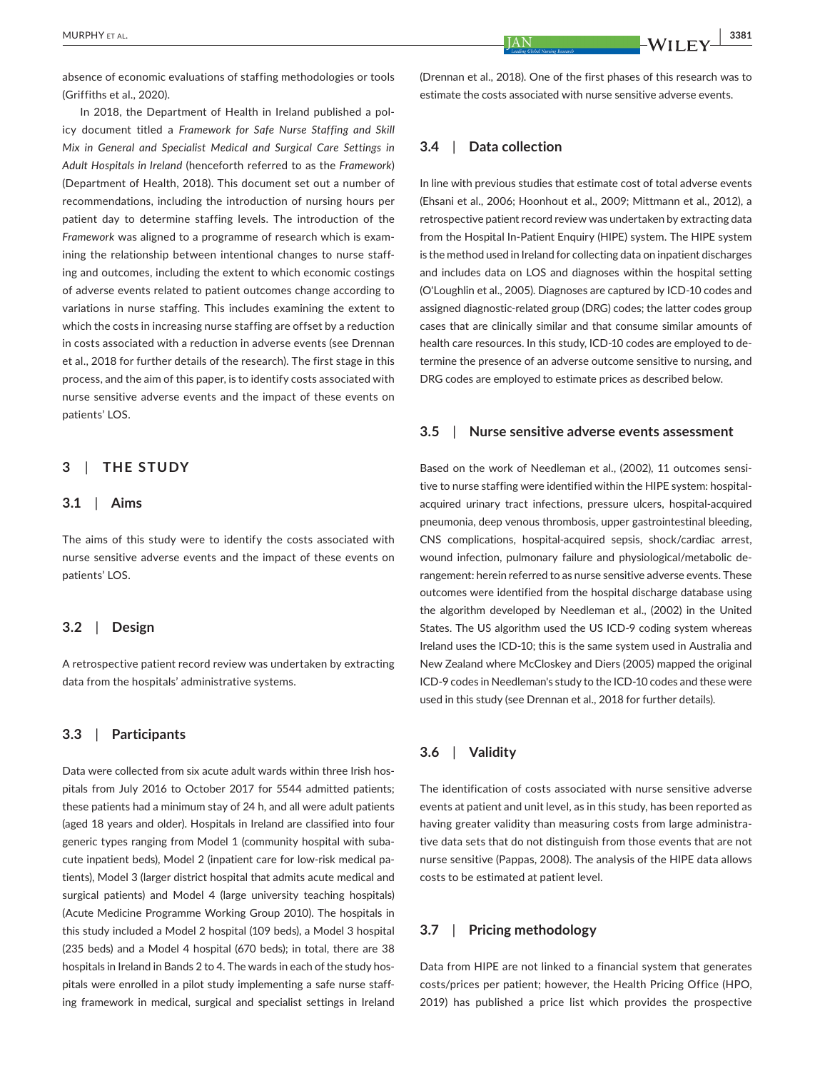absence of economic evaluations of staffing methodologies or tools (Griffiths et al., 2020).

In 2018, the Department of Health in Ireland published a policy document titled a *Framework for Safe Nurse Staffing and Skill Mix in General and Specialist Medical and Surgical Care Settings in Adult Hospitals in Ireland* (henceforth referred to as the *Framework*) (Department of Health, 2018). This document set out a number of recommendations, including the introduction of nursing hours per patient day to determine staffing levels. The introduction of the *Framework* was aligned to a programme of research which is examining the relationship between intentional changes to nurse staffing and outcomes, including the extent to which economic costings of adverse events related to patient outcomes change according to variations in nurse staffing. This includes examining the extent to which the costs in increasing nurse staffing are offset by a reduction in costs associated with a reduction in adverse events (see Drennan et al., 2018 for further details of the research). The first stage in this process, and the aim of this paper, is to identify costs associated with nurse sensitive adverse events and the impact of these events on patients' LOS.

## 3 | THE STUDY

### 3.1 | Aims

The aims of this study were to identify the costs associated with nurse sensitive adverse events and the impact of these events on patients' LOS.

### 3.2 | Design

A retrospective patient record review was undertaken by extracting data from the hospitals' administrative systems.

### 3.3 | Participants

Data were collected from six acute adult wards within three Irish hospitals from July 2016 to October 2017 for 5544 admitted patients; these patients had a minimum stay of 24 h, and all were adult patients (aged 18 years and older). Hospitals in Ireland are classified into four generic types ranging from Model 1 (community hospital with subacute inpatient beds), Model 2 (inpatient care for low-risk medical patients), Model 3 (larger district hospital that admits acute medical and surgical patients) and Model 4 (large university teaching hospitals) (Acute Medicine Programme Working Group 2010). The hospitals in this study included a Model 2 hospital (109 beds), a Model 3 hospital (235 beds) and a Model 4 hospital (670 beds); in total, there are 38 hospitals in Ireland in Bands 2 to 4. The wards in each of the study hospitals were enrolled in a pilot study implementing a safe nurse staffing framework in medical, surgical and specialist settings in Ireland (Drennan et al., 2018). One of the first phases of this research was to estimate the costs associated with nurse sensitive adverse events.

### 3.4 | Data collection

In line with previous studies that estimate cost of total adverse events (Ehsani et al., 2006; Hoonhout et al., 2009; Mittmann et al., 2012), a retrospective patient record review was undertaken by extracting data from the Hospital In-Patient Enquiry (HIPE) system. The HIPE system is the method used in Ireland for collecting data on inpatient discharges and includes data on LOS and diagnoses within the hospital setting (O'Loughlin et al., 2005). Diagnoses are captured by ICD-10 codes and assigned diagnostic-related group (DRG) codes; the latter codes group cases that are clinically similar and that consume similar amounts of health care resources. In this study, ICD-10 codes are employed to determine the presence of an adverse outcome sensitive to nursing, and DRG codes are employed to estimate prices as described below.

### 3.5 | Nurse sensitive adverse events assessment

Based on the work of Needleman et al., (2002), 11 outcomes sensitive to nurse staffing were identified within the HIPE system: hospital-acquired urinary tract infections, pressure ulcers, hospital-acquired pneumonia, deep venous thrombosis, upper gastrointestinal bleeding, CNS complications, hospital-acquired sepsis, shock/cardiac arrest, wound infection, pulmonary failure and physiological/metabolic derangement: herein referred to as nurse sensitive adverse events. These outcomes were identified from the hospital discharge database using the algorithm developed by Needleman et al., (2002) in the United States. The US algorithm used the US ICD-9 coding system whereas Ireland uses the ICD-10; this is the same system used in Australia and New Zealand where McCloskey and Diers (2005) mapped the original ICD-9 codes in Needleman's study to the ICD-10 codes and these were used in this study (see Drennan et al., 2018 for further details).

### 3.6 | Validity

The identification of costs associated with nurse sensitive adverse events at patient and unit level, as in this study, has been reported as having greater validity than measuring costs from large administrative data sets that do not distinguish from those events that are not nurse sensitive (Pappas, 2008). The analysis of the HIPE data allows costs to be estimated at patient level.

### 3.7 | Pricing methodology

Data from HIPE are not linked to a financial system that generates costs/prices per patient; however, the Health Pricing Office (HPO, 2019) has published a price list which provides the prospective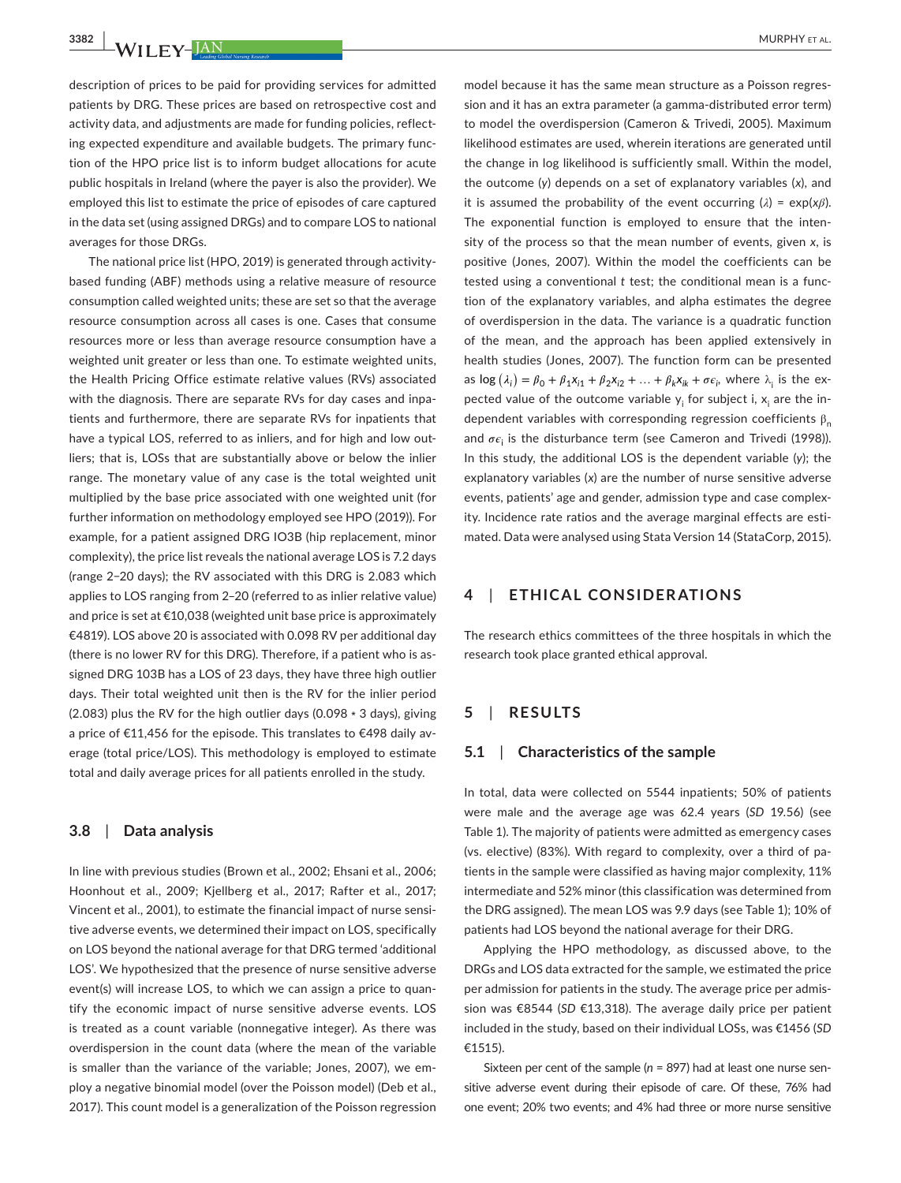description of prices to be paid for providing services for admitted patients by DRG. These prices are based on retrospective cost and activity data, and adjustments are made for funding policies, reflecting expected expenditure and available budgets. The primary function of the HPO price list is to inform budget allocations for acute public hospitals in Ireland (where the payer is also the provider). We employed this list to estimate the price of episodes of care captured in the data set (using assigned DRGs) and to compare LOS to national averages for those DRGs.

The national price list (HPO, 2019) is generated through activity-based funding (ABF) methods using a relative measure of resource consumption called weighted units; these are set so that the average resource consumption across all cases is one. Cases that consume resources more or less than average resource consumption have a weighted unit greater or less than one. To estimate weighted units, the Health Pricing Office estimate relative values (RVs) associated with the diagnosis. There are separate RVs for day cases and inpatients and furthermore, there are separate RVs for inpatients that have a typical LOS, referred to as inliers, and for high and low outliers; that is, LOSs that are substantially above or below the inlier range. The monetary value of any case is the total weighted unit multiplied by the base price associated with one weighted unit (for further information on methodology employed see HPO (2019)). For example, for a patient assigned DRG IO3B (hip replacement, minor complexity), the price list reveals the national average LOS is 7.2 days (range 2–20 days); the RV associated with this DRG is 2.083 which applies to LOS ranging from 2–20 (referred to as inlier relative value) and price is set at €10,038 (weighted unit base price is approximately €4819). LOS above 20 is associated with 0.098 RV per additional day (there is no lower RV for this DRG). Therefore, if a patient who is assigned DRG 103B has a LOS of 23 days, they have three high outlier days. Their total weighted unit then is the RV for the inlier period (2.083) plus the RV for the high outlier days (0.098 * 3 days), giving a price of €11,456 for the episode. This translates to €498 daily average (total price/LOS). This methodology is employed to estimate total and daily average prices for all patients enrolled in the study.

### 3.8 | Data analysis

In line with previous studies (Brown et al., 2002; Ehsani et al., 2006; Hoonhout et al., 2009; Kjellberg et al., 2017; Rafter et al., 2017; Vincent et al., 2001), to estimate the financial impact of nurse sensitive adverse events, we determined their impact on LOS, specifically on LOS beyond the national average for that DRG termed 'additional LOS'. We hypothesized that the presence of nurse sensitive adverse event(s) will increase LOS, to which we can assign a price to quantify the economic impact of nurse sensitive adverse events. LOS is treated as a count variable (nonnegative integer). As there was overdispersion in the count data (where the mean of the variable is smaller than the variance of the variable; Jones, 2007), we employ a negative binomial model (over the Poisson model) (Deb et al., 2017). This count model is a generalization of the Poisson regression model because it has the same mean structure as a Poisson regression and it has an extra parameter (a gamma-distributed error term) to model the overdispersion (Cameron & Trivedi, 2005). Maximum likelihood estimates are used, wherein iterations are generated until the change in log likelihood is sufficiently small. Within the model, the outcome (*y*) depends on a set of explanatory variables (*x*), and it is assumed the probability of the event occurring ($\lambda$) = $\exp(x\beta)$. The exponential function is employed to ensure that the intensity of the process so that the mean number of events, given *x*, is positive (Jones, 2007). Within the model the coefficients can be tested using a conventional *t* test; the conditional mean is a function of the explanatory variables, and alpha estimates the degree of overdispersion in the data. The variance is a quadratic function of the mean, and the approach has been applied extensively in health studies (Jones, 2007). The function form can be presented as $\log(\lambda_i) = \beta_0 + \beta_1 x_{i1} + \beta_2 x_{i2} + \ldots + \beta_k x_{ik} + \sigma\epsilon_i$, where $\lambda_i$ is the expected value of the outcome variable $y_i$ for subject i, $x_i$ are the independent variables with corresponding regression coefficients $\beta_n$ and $\sigma\epsilon_i$ is the disturbance term (see Cameron and Trivedi (1998)). In this study, the additional LOS is the dependent variable (*y*); the explanatory variables (*x*) are the number of nurse sensitive adverse events, patients' age and gender, admission type and case complexity. Incidence rate ratios and the average marginal effects are estimated. Data were analysed using Stata Version 14 (StataCorp, 2015).

## 4 | ETHICAL CONSIDERATIONS

The research ethics committees of the three hospitals in which the research took place granted ethical approval.

## 5 | RESULTS

### 5.1 | Characteristics of the sample

In total, data were collected on 5544 inpatients; 50% of patients were male and the average age was 62.4 years (*SD* 19.56) (see Table 1). The majority of patients were admitted as emergency cases (vs. elective) (83%). With regard to complexity, over a third of patients in the sample were classified as having major complexity, 11% intermediate and 52% minor (this classification was determined from the DRG assigned). The mean LOS was 9.9 days (see Table 1); 10% of patients had LOS beyond the national average for their DRG.

Applying the HPO methodology, as discussed above, to the DRGs and LOS data extracted for the sample, we estimated the price per admission for patients in the study. The average price per admission was €8544 (*SD* €13,318). The average daily price per patient included in the study, based on their individual LOSs, was €1456 (*SD* €1515).

Sixteen per cent of the sample (*n* = 897) had at least one nurse sensitive adverse event during their episode of care. Of these, 76% had one event; 20% two events; and 4% had three or more nurse sensitive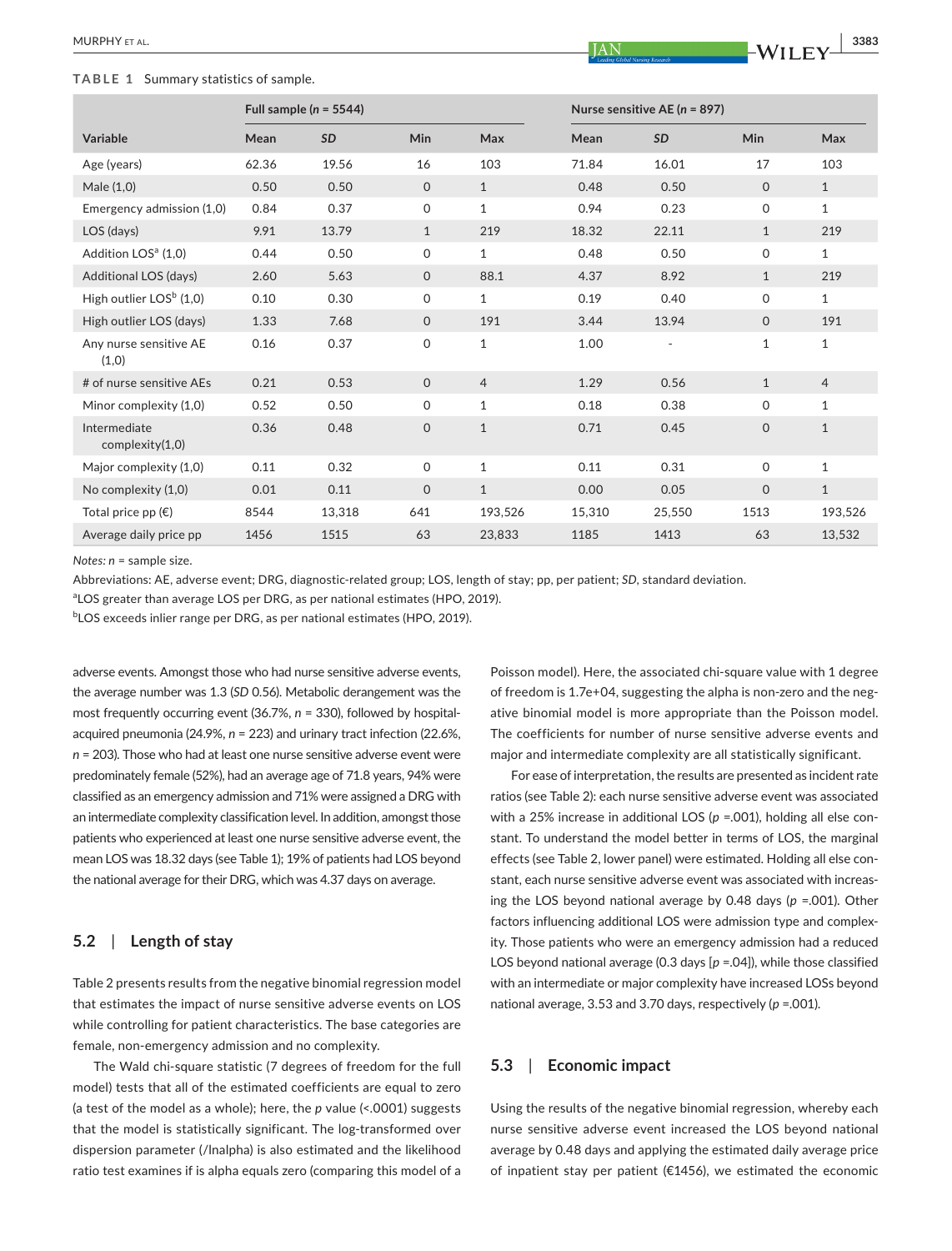**TABLE 1** Summary statistics of sample.

| | Full sample ($n$ = 5544) | | | | Nurse sensitive AE ($n$ = 897) | | | |
|---|---|---|---|---|---|---|---|---|
| Variable | Mean | *SD* | Min | Max | Mean | *SD* | Min | Max |
| Age (years) | 62.36 | 19.56 | 16 | 103 | 71.84 | 16.01 | 17 | 103 |
| Male (1,0) | 0.50 | 0.50 | 0 | 1 | 0.48 | 0.50 | 0 | 1 |
| Emergency admission (1,0) | 0.84 | 0.37 | 0 | 1 | 0.94 | 0.23 | 0 | 1 |
| LOS (days) | 9.91 | 13.79 | 1 | 219 | 18.32 | 22.11 | 1 | 219 |
| Addition LOS[a] (1,0) | 0.44 | 0.50 | 0 | 1 | 0.48 | 0.50 | 0 | 1 |
| Additional LOS (days) | 2.60 | 5.63 | 0 | 88.1 | 4.37 | 8.92 | 1 | 219 |
| High outlier LOS[b] (1,0) | 0.10 | 0.30 | 0 | 1 | 0.19 | 0.40 | 0 | 1 |
| High outlier LOS (days) | 1.33 | 7.68 | 0 | 191 | 3.44 | 13.94 | 0 | 191 |
| Any nurse sensitive AE (1,0) | 0.16 | 0.37 | 0 | 1 | 1.00 | - | 1 | 1 |
| # of nurse sensitive AEs | 0.21 | 0.53 | 0 | 4 | 1.29 | 0.56 | 1 | 4 |
| Minor complexity (1,0) | 0.52 | 0.50 | 0 | 1 | 0.18 | 0.38 | 0 | 1 |
| Intermediate complexity(1,0) | 0.36 | 0.48 | 0 | 1 | 0.71 | 0.45 | 0 | 1 |
| Major complexity (1,0) | 0.11 | 0.32 | 0 | 1 | 0.11 | 0.31 | 0 | 1 |
| No complexity (1,0) | 0.01 | 0.11 | 0 | 1 | 0.00 | 0.05 | 0 | 1 |
| Total price pp (€) | 8544 | 13,318 | 641 | 193,526 | 15,310 | 25,550 | 1513 | 193,526 |
| Average daily price pp | 1456 | 1515 | 63 | 23,833 | 1185 | 1413 | 63 | 13,532 |

*Notes: n* = sample size.

Abbreviations: AE, adverse event; DRG, diagnostic-related group; LOS, length of stay; pp, per patient; *SD*, standard deviation.

[a]LOS greater than average LOS per DRG, as per national estimates (HPO, 2019).

[b]LOS exceeds inlier range per DRG, as per national estimates (HPO, 2019).

adverse events. Amongst those who had nurse sensitive adverse events, the average number was 1.3 (*SD* 0.56). Metabolic derangement was the most frequently occurring event (36.7%, $n$ = 330), followed by hospital-acquired pneumonia (24.9%, $n$ = 223) and urinary tract infection (22.6%, $n$ = 203). Those who had at least one nurse sensitive adverse event were predominately female (52%), had an average age of 71.8 years, 94% were classified as an emergency admission and 71% were assigned a DRG with an intermediate complexity classification level. In addition, amongst those patients who experienced at least one nurse sensitive adverse event, the mean LOS was 18.32 days (see Table 1); 19% of patients had LOS beyond the national average for their DRG, which was 4.37 days on average.

### 5.2 | Length of stay

Table 2 presents results from the negative binomial regression model that estimates the impact of nurse sensitive adverse events on LOS while controlling for patient characteristics. The base categories are female, non-emergency admission and no complexity.

The Wald chi-square statistic (7 degrees of freedom for the full model) tests that all of the estimated coefficients are equal to zero (a test of the model as a whole); here, the $p$ value (<.0001) suggests that the model is statistically significant. The log-transformed over dispersion parameter (/lnalpha) is also estimated and the likelihood ratio test examines if is alpha equals zero (comparing this model of a Poisson model). Here, the associated chi-square value with 1 degree of freedom is 1.7e+04, suggesting the alpha is non-zero and the negative binomial model is more appropriate than the Poisson model. The coefficients for number of nurse sensitive adverse events and major and intermediate complexity are all statistically significant.

For ease of interpretation, the results are presented as incident rate ratios (see Table 2): each nurse sensitive adverse event was associated with a 25% increase in additional LOS ($p$ =.001), holding all else constant. To understand the model better in terms of LOS, the marginal effects (see Table 2, lower panel) were estimated. Holding all else constant, each nurse sensitive adverse event was associated with increasing the LOS beyond national average by 0.48 days ($p$ =.001). Other factors influencing additional LOS were admission type and complexity. Those patients who were an emergency admission had a reduced LOS beyond national average (0.3 days [$p$ =.04]), while those classified with an intermediate or major complexity have increased LOSs beyond national average, 3.53 and 3.70 days, respectively ($p$ =.001).

### 5.3 | Economic impact

Using the results of the negative binomial regression, whereby each nurse sensitive adverse event increased the LOS beyond national average by 0.48 days and applying the estimated daily average price of inpatient stay per patient (€1456), we estimated the economic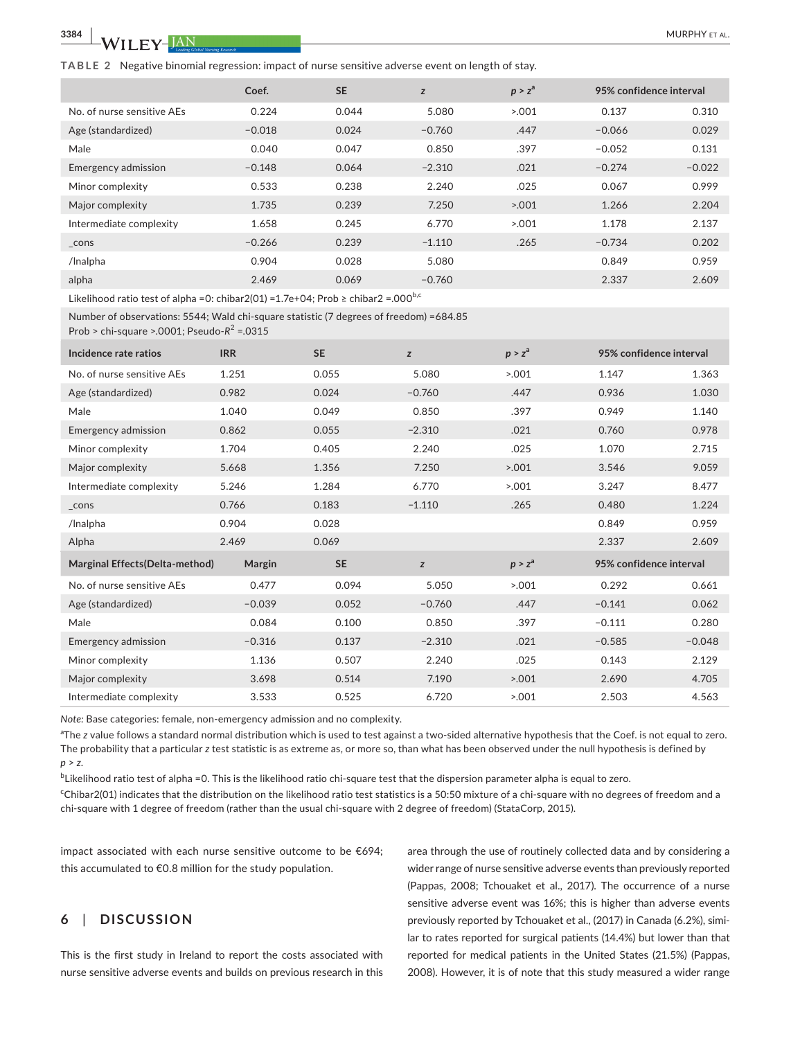**TABLE 2** Negative binomial regression: impact of nurse sensitive adverse event on length of stay.

| | Coef. | SE | $z$ | $p > z$[a] | 95% confidence interval | |
|---|---|---|---|---|---|---|
| No. of nurse sensitive AEs | 0.224 | 0.044 | 5.080 | >.001 | 0.137 | 0.310 |
| Age (standardized) | −0.018 | 0.024 | −0.760 | .447 | −0.066 | 0.029 |
| Male | 0.040 | 0.047 | 0.850 | .397 | −0.052 | 0.131 |
| Emergency admission | −0.148 | 0.064 | −2.310 | .021 | −0.274 | −0.022 |
| Minor complexity | 0.533 | 0.238 | 2.240 | .025 | 0.067 | 0.999 |
| Major complexity | 1.735 | 0.239 | 7.250 | >.001 | 1.266 | 2.204 |
| Intermediate complexity | 1.658 | 0.245 | 6.770 | >.001 | 1.178 | 2.137 |
| _cons | −0.266 | 0.239 | −1.110 | .265 | −0.734 | 0.202 |
| /lnalpha | 0.904 | 0.028 | 5.080 | | 0.849 | 0.959 |
| alpha | 2.469 | 0.069 | −0.760 | | 2.337 | 2.609 |
| Likelihood ratio test of alpha =0: chibar2(01) =1.7e+04; Prob ≥ chibar2 =.000[b,c] | | | | | | |
| Number of observations: 5544; Wald chi-square statistic (7 degrees of freedom) =684.85 Prob > chi-square >.0001; Pseudo-$R^2$ =.0315 | | | | | | |
| **Incidence rate ratios** | **IRR** | **SE** | $z$ | $p > z$[a] | **95% confidence interval** | |
| No. of nurse sensitive AEs | 1.251 | 0.055 | 5.080 | >.001 | 1.147 | 1.363 |
| Age (standardized) | 0.982 | 0.024 | −0.760 | .447 | 0.936 | 1.030 |
| Male | 1.040 | 0.049 | 0.850 | .397 | 0.949 | 1.140 |
| Emergency admission | 0.862 | 0.055 | −2.310 | .021 | 0.760 | 0.978 |
| Minor complexity | 1.704 | 0.405 | 2.240 | .025 | 1.070 | 2.715 |
| Major complexity | 5.668 | 1.356 | 7.250 | >.001 | 3.546 | 9.059 |
| Intermediate complexity | 5.246 | 1.284 | 6.770 | >.001 | 3.247 | 8.477 |
| _cons | 0.766 | 0.183 | −1.110 | .265 | 0.480 | 1.224 |
| /lnalpha | 0.904 | 0.028 | | | 0.849 | 0.959 |
| Alpha | 2.469 | 0.069 | | | 2.337 | 2.609 |
| **Marginal Effects(Delta-method)** | **Margin** | **SE** | $z$ | $p > z$[a] | **95% confidence interval** | |
| No. of nurse sensitive AEs | 0.477 | 0.094 | 5.050 | >.001 | 0.292 | 0.661 |
| Age (standardized) | −0.039 | 0.052 | −0.760 | .447 | −0.141 | 0.062 |
| Male | 0.084 | 0.100 | 0.850 | .397 | −0.111 | 0.280 |
| Emergency admission | −0.316 | 0.137 | −2.310 | .021 | −0.585 | −0.048 |
| Minor complexity | 1.136 | 0.507 | 2.240 | .025 | 0.143 | 2.129 |
| Major complexity | 3.698 | 0.514 | 7.190 | >.001 | 2.690 | 4.705 |
| Intermediate complexity | 3.533 | 0.525 | 6.720 | >.001 | 2.503 | 4.563 |

*Note:* Base categories: female, non-emergency admission and no complexity.

[a]The $z$ value follows a standard normal distribution which is used to test against a two-sided alternative hypothesis that the Coef. is not equal to zero. The probability that a particular $z$ test statistic is as extreme as, or more so, than what has been observed under the null hypothesis is defined by $p > z$.

[b]Likelihood ratio test of alpha =0. This is the likelihood ratio chi-square test that the dispersion parameter alpha is equal to zero.

[c]Chibar2(01) indicates that the distribution on the likelihood ratio test statistics is a 50:50 mixture of a chi-square with no degrees of freedom and a chi-square with 1 degree of freedom (rather than the usual chi-square with 2 degree of freedom) (StataCorp, 2015).

impact associated with each nurse sensitive outcome to be €694; this accumulated to €0.8 million for the study population.

## 6 | DISCUSSION

This is the first study in Ireland to report the costs associated with nurse sensitive adverse events and builds on previous research in this area through the use of routinely collected data and by considering a wider range of nurse sensitive adverse events than previously reported (Pappas, 2008; Tchouaket et al., 2017). The occurrence of a nurse sensitive adverse event was 16%; this is higher than adverse events previously reported by Tchouaket et al., (2017) in Canada (6.2%), similar to rates reported for surgical patients (14.4%) but lower than that reported for medical patients in the United States (21.5%) (Pappas, 2008). However, it is of note that this study measured a wider range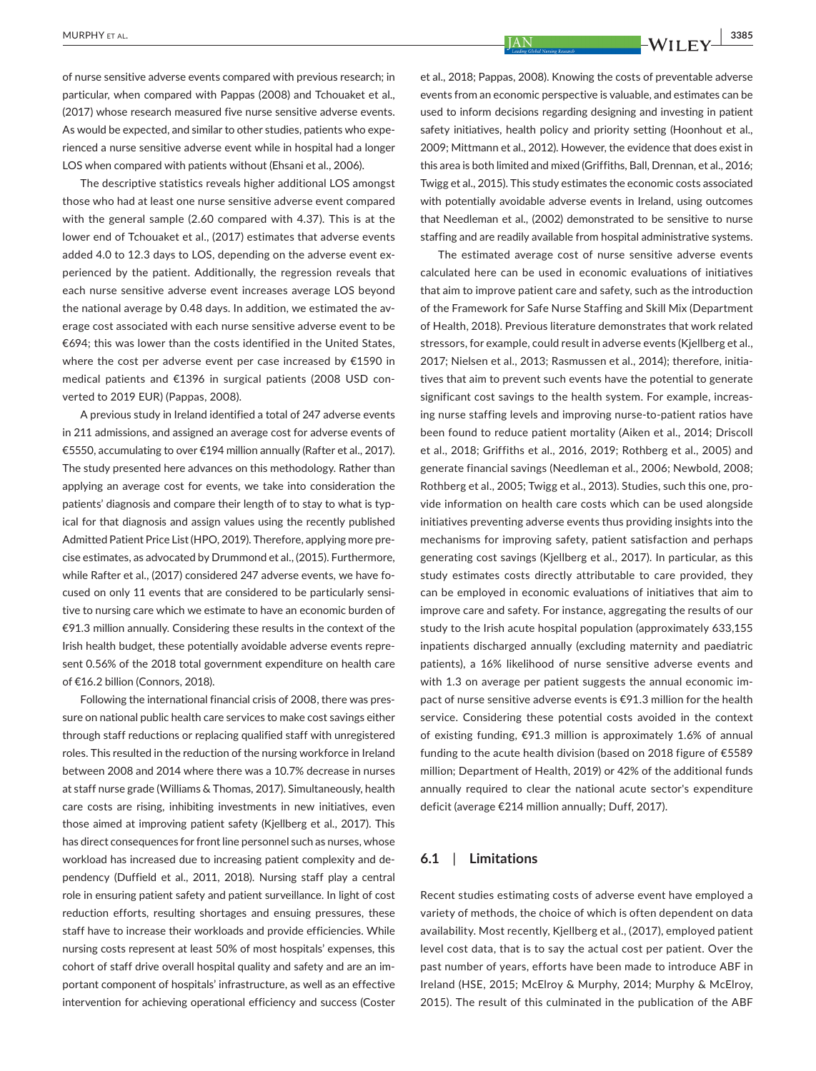of nurse sensitive adverse events compared with previous research; in particular, when compared with Pappas (2008) and Tchouaket et al., (2017) whose research measured five nurse sensitive adverse events. As would be expected, and similar to other studies, patients who experienced a nurse sensitive adverse event while in hospital had a longer LOS when compared with patients without (Ehsani et al., 2006).

The descriptive statistics reveals higher additional LOS amongst those who had at least one nurse sensitive adverse event compared with the general sample (2.60 compared with 4.37). This is at the lower end of Tchouaket et al., (2017) estimates that adverse events added 4.0 to 12.3 days to LOS, depending on the adverse event experienced by the patient. Additionally, the regression reveals that each nurse sensitive adverse event increases average LOS beyond the national average by 0.48 days. In addition, we estimated the average cost associated with each nurse sensitive adverse event to be €694; this was lower than the costs identified in the United States, where the cost per adverse event per case increased by €1590 in medical patients and €1396 in surgical patients (2008 USD converted to 2019 EUR) (Pappas, 2008).

A previous study in Ireland identified a total of 247 adverse events in 211 admissions, and assigned an average cost for adverse events of €5550, accumulating to over €194 million annually (Rafter et al., 2017). The study presented here advances on this methodology. Rather than applying an average cost for events, we take into consideration the patients' diagnosis and compare their length of to stay to what is typical for that diagnosis and assign values using the recently published Admitted Patient Price List (HPO, 2019). Therefore, applying more precise estimates, as advocated by Drummond et al., (2015). Furthermore, while Rafter et al., (2017) considered 247 adverse events, we have focused on only 11 events that are considered to be particularly sensitive to nursing care which we estimate to have an economic burden of €91.3 million annually. Considering these results in the context of the Irish health budget, these potentially avoidable adverse events represent 0.56% of the 2018 total government expenditure on health care of €16.2 billion (Connors, 2018).

Following the international financial crisis of 2008, there was pressure on national public health care services to make cost savings either through staff reductions or replacing qualified staff with unregistered roles. This resulted in the reduction of the nursing workforce in Ireland between 2008 and 2014 where there was a 10.7% decrease in nurses at staff nurse grade (Williams & Thomas, 2017). Simultaneously, health care costs are rising, inhibiting investments in new initiatives, even those aimed at improving patient safety (Kjellberg et al., 2017). This has direct consequences for front line personnel such as nurses, whose workload has increased due to increasing patient complexity and dependency (Duffield et al., 2011, 2018). Nursing staff play a central role in ensuring patient safety and patient surveillance. In light of cost reduction efforts, resulting shortages and ensuing pressures, these staff have to increase their workloads and provide efficiencies. While nursing costs represent at least 50% of most hospitals' expenses, this cohort of staff drive overall hospital quality and safety and are an important component of hospitals' infrastructure, as well as an effective intervention for achieving operational efficiency and success (Coster et al., 2018; Pappas, 2008). Knowing the costs of preventable adverse events from an economic perspective is valuable, and estimates can be used to inform decisions regarding designing and investing in patient safety initiatives, health policy and priority setting (Hoonhout et al., 2009; Mittmann et al., 2012). However, the evidence that does exist in this area is both limited and mixed (Griffiths, Ball, Drennan, et al., 2016; Twigg et al., 2015). This study estimates the economic costs associated with potentially avoidable adverse events in Ireland, using outcomes that Needleman et al., (2002) demonstrated to be sensitive to nurse staffing and are readily available from hospital administrative systems.

The estimated average cost of nurse sensitive adverse events calculated here can be used in economic evaluations of initiatives that aim to improve patient care and safety, such as the introduction of the Framework for Safe Nurse Staffing and Skill Mix (Department of Health, 2018). Previous literature demonstrates that work related stressors, for example, could result in adverse events (Kjellberg et al., 2017; Nielsen et al., 2013; Rasmussen et al., 2014); therefore, initiatives that aim to prevent such events have the potential to generate significant cost savings to the health system. For example, increasing nurse staffing levels and improving nurse-to-patient ratios have been found to reduce patient mortality (Aiken et al., 2014; Driscoll et al., 2018; Griffiths et al., 2016, 2019; Rothberg et al., 2005) and generate financial savings (Needleman et al., 2006; Newbold, 2008; Rothberg et al., 2005; Twigg et al., 2013). Studies, such this one, provide information on health care costs which can be used alongside initiatives preventing adverse events thus providing insights into the mechanisms for improving safety, patient satisfaction and perhaps generating cost savings (Kjellberg et al., 2017). In particular, as this study estimates costs directly attributable to care provided, they can be employed in economic evaluations of initiatives that aim to improve care and safety. For instance, aggregating the results of our study to the Irish acute hospital population (approximately 633,155 inpatients discharged annually (excluding maternity and paediatric patients), a 16% likelihood of nurse sensitive adverse events and with 1.3 on average per patient suggests the annual economic impact of nurse sensitive adverse events is €91.3 million for the health service. Considering these potential costs avoided in the context of existing funding, €91.3 million is approximately 1.6% of annual funding to the acute health division (based on 2018 figure of €5589 million; Department of Health, 2019) or 42% of the additional funds annually required to clear the national acute sector's expenditure deficit (average €214 million annually; Duff, 2017).

## 6.1 | Limitations

Recent studies estimating costs of adverse event have employed a variety of methods, the choice of which is often dependent on data availability. Most recently, Kjellberg et al., (2017), employed patient level cost data, that is to say the actual cost per patient. Over the past number of years, efforts have been made to introduce ABF in Ireland (HSE, 2015; McElroy & Murphy, 2014; Murphy & McElroy, 2015). The result of this culminated in the publication of the ABF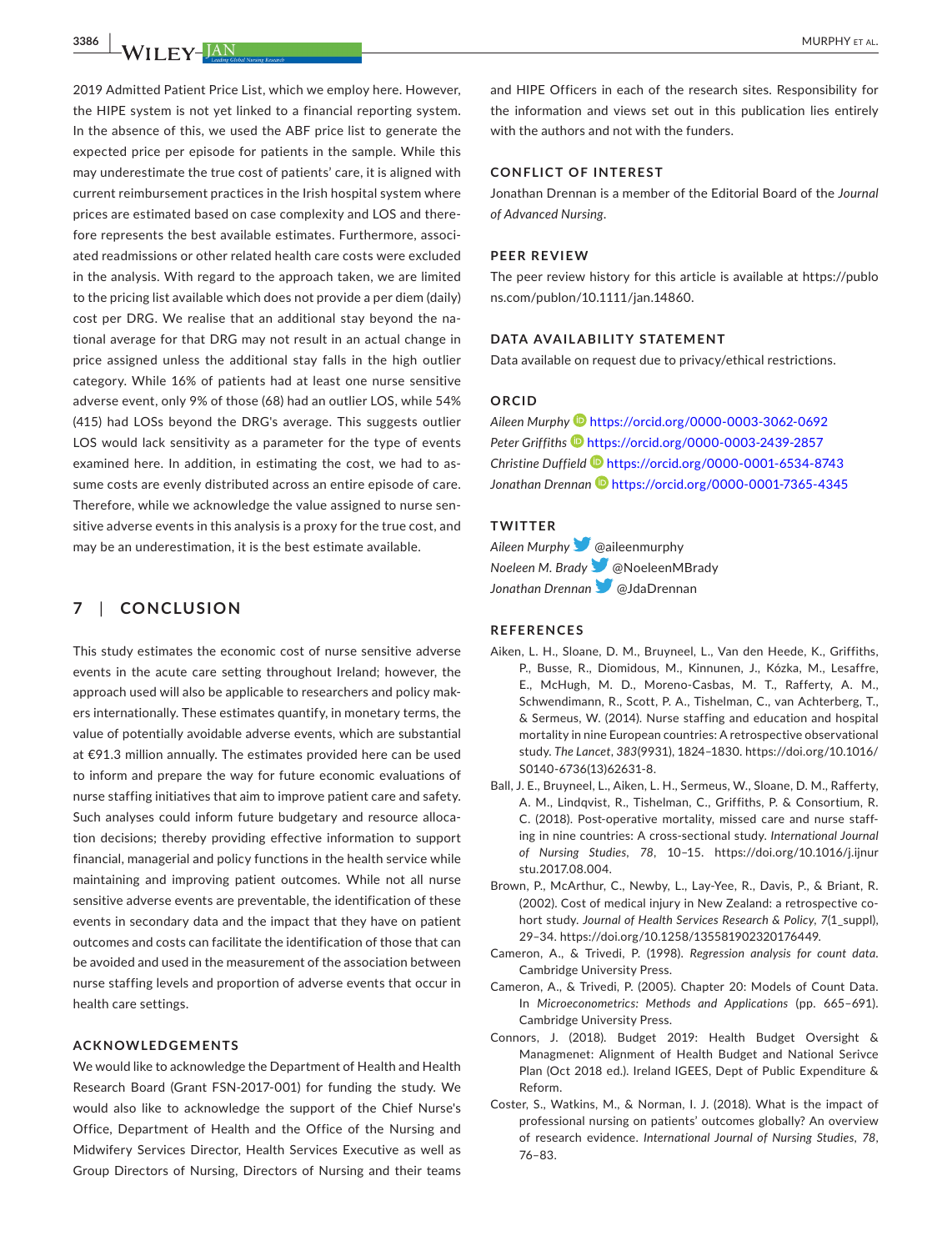2019 Admitted Patient Price List, which we employ here. However, the HIPE system is not yet linked to a financial reporting system. In the absence of this, we used the ABF price list to generate the expected price per episode for patients in the sample. While this may underestimate the true cost of patients' care, it is aligned with current reimbursement practices in the Irish hospital system where prices are estimated based on case complexity and LOS and therefore represents the best available estimates. Furthermore, associated readmissions or other related health care costs were excluded in the analysis. With regard to the approach taken, we are limited to the pricing list available which does not provide a per diem (daily) cost per DRG. We realise that an additional stay beyond the national average for that DRG may not result in an actual change in price assigned unless the additional stay falls in the high outlier category. While 16% of patients had at least one nurse sensitive adverse event, only 9% of those (68) had an outlier LOS, while 54% (415) had LOSs beyond the DRG's average. This suggests outlier LOS would lack sensitivity as a parameter for the type of events examined here. In addition, in estimating the cost, we had to assume costs are evenly distributed across an entire episode of care. Therefore, while we acknowledge the value assigned to nurse sensitive adverse events in this analysis is a proxy for the true cost, and may be an underestimation, it is the best estimate available.

## 7 | CONCLUSION

This study estimates the economic cost of nurse sensitive adverse events in the acute care setting throughout Ireland; however, the approach used will also be applicable to researchers and policy makers internationally. These estimates quantify, in monetary terms, the value of potentially avoidable adverse events, which are substantial at €91.3 million annually. The estimates provided here can be used to inform and prepare the way for future economic evaluations of nurse staffing initiatives that aim to improve patient care and safety. Such analyses could inform future budgetary and resource allocation decisions; thereby providing effective information to support financial, managerial and policy functions in the health service while maintaining and improving patient outcomes. While not all nurse sensitive adverse events are preventable, the identification of these events in secondary data and the impact that they have on patient outcomes and costs can facilitate the identification of those that can be avoided and used in the measurement of the association between nurse staffing levels and proportion of adverse events that occur in health care settings.

### ACKNOWLEDGEMENTS

We would like to acknowledge the Department of Health and Health Research Board (Grant FSN-2017-001) for funding the study. We would also like to acknowledge the support of the Chief Nurse's Office, Department of Health and the Office of the Nursing and Midwifery Services Director, Health Services Executive as well as Group Directors of Nursing, Directors of Nursing and their teams and HIPE Officers in each of the research sites. Responsibility for the information and views set out in this publication lies entirely with the authors and not with the funders.

### CONFLICT OF INTEREST

Jonathan Drennan is a member of the Editorial Board of the *Journal of Advanced Nursing*.

### PEER REVIEW

The peer review history for this article is available at https://publons.com/publon/10.1111/jan.14860.

### DATA AVAILABILITY STATEMENT

Data available on request due to privacy/ethical restrictions.

### ORCID

*Aileen Murphy* https://orcid.org/0000-0003-3062-0692
*Peter Griffiths* https://orcid.org/0000-0003-2439-2857
*Christine Duffield* https://orcid.org/0000-0001-6534-8743
*Jonathan Drennan* https://orcid.org/0000-0001-7365-4345

### TWITTER

*Aileen Murphy* @aileenmurphy
*Noeleen M. Brady* @NoeleenMBrady
*Jonathan Drennan* @JdaDrennan

### REFERENCES

Aiken, L. H., Sloane, D. M., Bruyneel, L., Van den Heede, K., Griffiths, P., Busse, R., Diomidous, M., Kinnunen, J., Kózka, M., Lesaffre, E., McHugh, M. D., Moreno-Casbas, M. T., Rafferty, A. M., Schwendimann, R., Scott, P. A., Tishelman, C., van Achterberg, T., & Sermeus, W. (2014). Nurse staffing and education and hospital mortality in nine European countries: A retrospective observational study. *The Lancet*, *383*(9931), 1824–1830. https://doi.org/10.1016/S0140-6736(13)62631-8.

Ball, J. E., Bruyneel, L., Aiken, L. H., Sermeus, W., Sloane, D. M., Rafferty, A. M., Lindqvist, R., Tishelman, C., Griffiths, P. & Consortium, R. C. (2018). Post-operative mortality, missed care and nurse staffing in nine countries: A cross-sectional study. *International Journal of Nursing Studies*, *78*, 10–15. https://doi.org/10.1016/j.ijnurstu.2017.08.004.

Brown, P., McArthur, C., Newby, L., Lay-Yee, R., Davis, P., & Briant, R. (2002). Cost of medical injury in New Zealand: a retrospective cohort study. *Journal of Health Services Research & Policy*, *7*(1_suppl), 29–34. https://doi.org/10.1258/135581902320176449.

Cameron, A., & Trivedi, P. (1998). *Regression analysis for count data*. Cambridge University Press.

Cameron, A., & Trivedi, P. (2005). Chapter 20: Models of Count Data. In *Microeconometrics: Methods and Applications* (pp. 665–691). Cambridge University Press.

Connors, J. (2018). Budget 2019: Health Budget Oversight & Managmenet: Alignment of Health Budget and National Serivce Plan (Oct 2018 ed.). Ireland IGEES, Dept of Public Expenditure & Reform.

Coster, S., Watkins, M., & Norman, I. J. (2018). What is the impact of professional nursing on patients' outcomes globally? An overview of research evidence. *International Journal of Nursing Studies*, *78*, 76–83.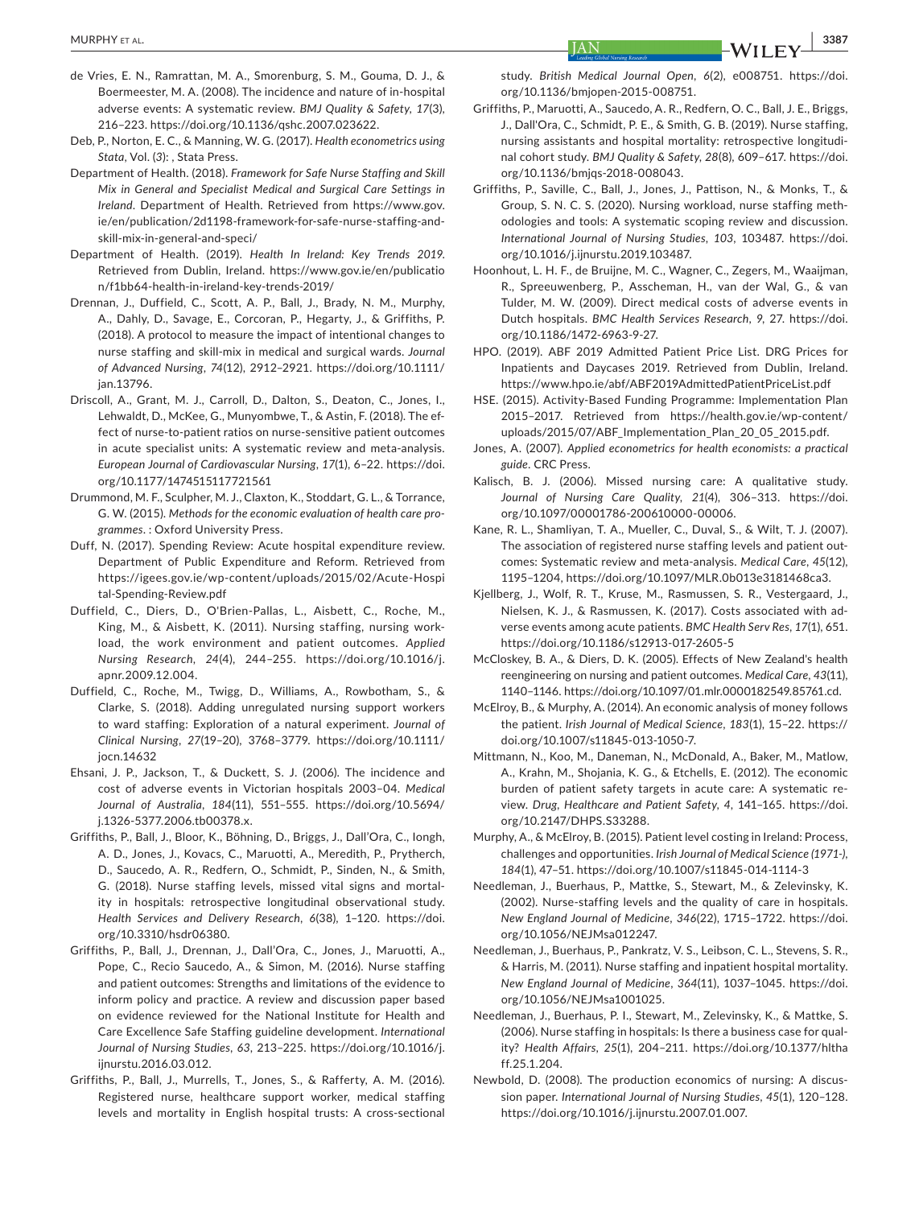de Vries, E. N., Ramrattan, M. A., Smorenburg, S. M., Gouma, D. J., & Boermeester, M. A. (2008). The incidence and nature of in-hospital adverse events: A systematic review. *BMJ Quality & Safety*, *17*(3), 216–223. https://doi.org/10.1136/qshc.2007.023622.

Deb, P., Norton, E. C., & Manning, W. G. (2017). *Health econometrics using Stata*, Vol. (*3*): , Stata Press.

Department of Health. (2018). *Framework for Safe Nurse Staffing and Skill Mix in General and Specialist Medical and Surgical Care Settings in Ireland*. Department of Health. Retrieved from https://www.gov.ie/en/publication/2d1198-framework-for-safe-nurse-staffing-and-skill-mix-in-general-and-speci/

Department of Health. (2019). *Health In Ireland: Key Trends 2019*. Retrieved from Dublin, Ireland. https://www.gov.ie/en/publication/f1bb64-health-in-ireland-key-trends-2019/

Drennan, J., Duffield, C., Scott, A. P., Ball, J., Brady, N. M., Murphy, A., Dahly, D., Savage, E., Corcoran, P., Hegarty, J., & Griffiths, P. (2018). A protocol to measure the impact of intentional changes to nurse staffing and skill-mix in medical and surgical wards. *Journal of Advanced Nursing*, *74*(12), 2912–2921. https://doi.org/10.1111/jan.13796.

Driscoll, A., Grant, M. J., Carroll, D., Dalton, S., Deaton, C., Jones, I., Lehwaldt, D., McKee, G., Munyombwe, T., & Astin, F. (2018). The effect of nurse-to-patient ratios on nurse-sensitive patient outcomes in acute specialist units: A systematic review and meta-analysis. *European Journal of Cardiovascular Nursing*, *17*(1), 6–22. https://doi.org/10.1177/1474515117721561

Drummond, M. F., Sculpher, M. J., Claxton, K., Stoddart, G. L., & Torrance, G. W. (2015). *Methods for the economic evaluation of health care programmes*. : Oxford University Press.

Duff, N. (2017). Spending Review: Acute hospital expenditure review. Department of Public Expenditure and Reform. Retrieved from https://igees.gov.ie/wp-content/uploads/2015/02/Acute-Hospital-Spending-Review.pdf

Duffield, C., Diers, D., O'Brien-Pallas, L., Aisbett, C., Roche, M., King, M., & Aisbett, K. (2011). Nursing staffing, nursing workload, the work environment and patient outcomes. *Applied Nursing Research*, *24*(4), 244–255. https://doi.org/10.1016/j.apnr.2009.12.004.

Duffield, C., Roche, M., Twigg, D., Williams, A., Rowbotham, S., & Clarke, S. (2018). Adding unregulated nursing support workers to ward staffing: Exploration of a natural experiment. *Journal of Clinical Nursing*, *27*(19–20), 3768–3779. https://doi.org/10.1111/jocn.14632

Ehsani, J. P., Jackson, T., & Duckett, S. J. (2006). The incidence and cost of adverse events in Victorian hospitals 2003–04. *Medical Journal of Australia*, *184*(11), 551–555. https://doi.org/10.5694/j.1326-5377.2006.tb00378.x.

Griffiths, P., Ball, J., Bloor, K., Böhning, D., Briggs, J., Dall'Ora, C., Iongh, A. D., Jones, J., Kovacs, C., Maruotti, A., Meredith, P., Prytherch, D., Saucedo, A. R., Redfern, O., Schmidt, P., Sinden, N., & Smith, G. (2018). Nurse staffing levels, missed vital signs and mortality in hospitals: retrospective longitudinal observational study. *Health Services and Delivery Research*, *6*(38), 1–120. https://doi.org/10.3310/hsdr06380.

Griffiths, P., Ball, J., Drennan, J., Dall'Ora, C., Jones, J., Maruotti, A., Pope, C., Recio Saucedo, A., & Simon, M. (2016). Nurse staffing and patient outcomes: Strengths and limitations of the evidence to inform policy and practice. A review and discussion paper based on evidence reviewed for the National Institute for Health and Care Excellence Safe Staffing guideline development. *International Journal of Nursing Studies*, *63*, 213–225. https://doi.org/10.1016/j.ijnurstu.2016.03.012.

Griffiths, P., Ball, J., Murrells, T., Jones, S., & Rafferty, A. M. (2016). Registered nurse, healthcare support worker, medical staffing levels and mortality in English hospital trusts: A cross-sectional study. *British Medical Journal Open*, *6*(2), e008751. https://doi.org/10.1136/bmjopen-2015-008751.

Griffiths, P., Maruotti, A., Saucedo, A. R., Redfern, O. C., Ball, J. E., Briggs, J., Dall'Ora, C., Schmidt, P. E., & Smith, G. B. (2019). Nurse staffing, nursing assistants and hospital mortality: retrospective longitudinal cohort study. *BMJ Quality & Safety*, *28*(8), 609–617. https://doi.org/10.1136/bmjqs-2018-008043.

Griffiths, P., Saville, C., Ball, J., Jones, J., Pattison, N., & Monks, T., & Group, S. N. C. S. (2020). Nursing workload, nurse staffing methodologies and tools: A systematic scoping review and discussion. *International Journal of Nursing Studies*, *103*, 103487. https://doi.org/10.1016/j.ijnurstu.2019.103487.

Hoonhout, L. H. F., de Bruijne, M. C., Wagner, C., Zegers, M., Waaijman, R., Spreeuwenberg, P., Asscheman, H., van der Wal, G., & van Tulder, M. W. (2009). Direct medical costs of adverse events in Dutch hospitals. *BMC Health Services Research*, *9*, 27. https://doi.org/10.1186/1472-6963-9-27.

HPO. (2019). ABF 2019 Admitted Patient Price List. DRG Prices for Inpatients and Daycases 2019. Retrieved from Dublin, Ireland. https://www.hpo.ie/abf/ABF2019AdmittedPatientPriceList.pdf

HSE. (2015). Activity-Based Funding Programme: Implementation Plan 2015–2017. Retrieved from https://health.gov.ie/wp-content/uploads/2015/07/ABF_Implementation_Plan_20_05_2015.pdf.

Jones, A. (2007). *Applied econometrics for health economists: a practical guide*. CRC Press.

Kalisch, B. J. (2006). Missed nursing care: A qualitative study. *Journal of Nursing Care Quality*, *21*(4), 306–313. https://doi.org/10.1097/00001786-200610000-00006.

Kane, R. L., Shamliyan, T. A., Mueller, C., Duval, S., & Wilt, T. J. (2007). The association of registered nurse staffing levels and patient outcomes: Systematic review and meta-analysis. *Medical Care*, *45*(12), 1195–1204, https://doi.org/10.1097/MLR.0b013e3181468ca3.

Kjellberg, J., Wolf, R. T., Kruse, M., Rasmussen, S. R., Vestergaard, J., Nielsen, K. J., & Rasmussen, K. (2017). Costs associated with adverse events among acute patients. *BMC Health Serv Res*, *17*(1), 651. https://doi.org/10.1186/s12913-017-2605-5

McCloskey, B. A., & Diers, D. K. (2005). Effects of New Zealand's health reengineering on nursing and patient outcomes. *Medical Care*, *43*(11), 1140–1146. https://doi.org/10.1097/01.mlr.0000182549.85761.cd.

McElroy, B., & Murphy, A. (2014). An economic analysis of money follows the patient. *Irish Journal of Medical Science*, *183*(1), 15–22. https://doi.org/10.1007/s11845-013-1050-7.

Mittmann, N., Koo, M., Daneman, N., McDonald, A., Baker, M., Matlow, A., Krahn, M., Shojania, K. G., & Etchells, E. (2012). The economic burden of patient safety targets in acute care: A systematic review. *Drug, Healthcare and Patient Safety*, *4*, 141–165. https://doi.org/10.2147/DHPS.S33288.

Murphy, A., & McElroy, B. (2015). Patient level costing in Ireland: Process, challenges and opportunities. *Irish Journal of Medical Science (1971-)*, *184*(1), 47–51. https://doi.org/10.1007/s11845-014-1114-3

Needleman, J., Buerhaus, P., Mattke, S., Stewart, M., & Zelevinsky, K. (2002). Nurse-staffing levels and the quality of care in hospitals. *New England Journal of Medicine*, *346*(22), 1715–1722. https://doi.org/10.1056/NEJMsa012247.

Needleman, J., Buerhaus, P., Pankratz, V. S., Leibson, C. L., Stevens, S. R., & Harris, M. (2011). Nurse staffing and inpatient hospital mortality. *New England Journal of Medicine*, *364*(11), 1037–1045. https://doi.org/10.1056/NEJMsa1001025.

Needleman, J., Buerhaus, P. I., Stewart, M., Zelevinsky, K., & Mattke, S. (2006). Nurse staffing in hospitals: Is there a business case for quality? *Health Affairs*, *25*(1), 204–211. https://doi.org/10.1377/hlthaff.25.1.204.

Newbold, D. (2008). The production economics of nursing: A discussion paper. *International Journal of Nursing Studies*, *45*(1), 120–128. https://doi.org/10.1016/j.ijnurstu.2007.01.007.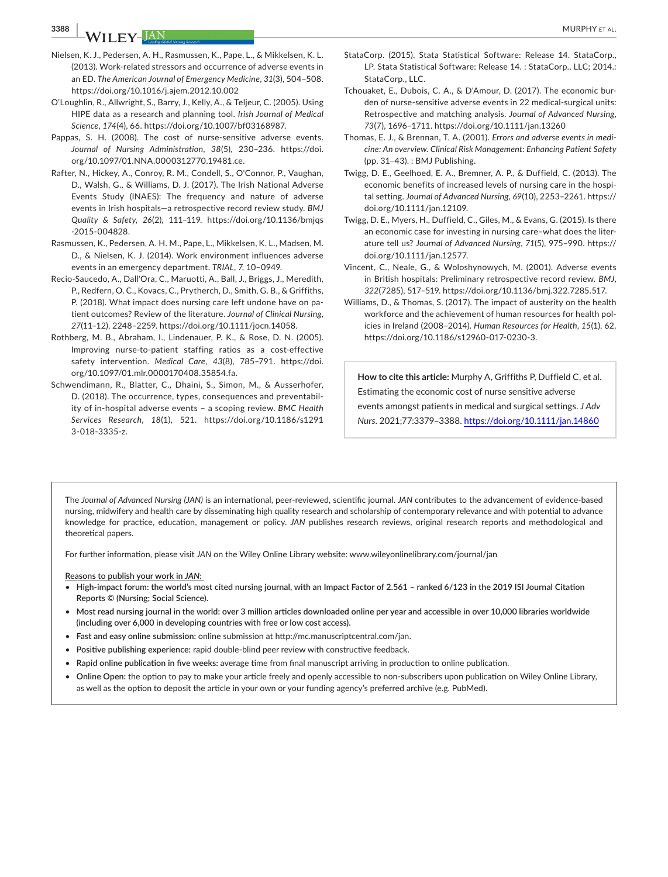Nielsen, K. J., Pedersen, A. H., Rasmussen, K., Pape, L., & Mikkelsen, K. L. (2013). Work-related stressors and occurrence of adverse events in an ED. *The American Journal of Emergency Medicine*, *31*(3), 504–508. https://doi.org/10.1016/j.ajem.2012.10.002

O'Loughlin, R., Allwright, S., Barry, J., Kelly, A., & Teljeur, C. (2005). Using HIPE data as a research and planning tool. *Irish Journal of Medical Science*, *174*(4), 66. https://doi.org/10.1007/bf03168987.

Pappas, S. H. (2008). The cost of nurse-sensitive adverse events. *Journal of Nursing Administration*, *38*(5), 230–236. https://doi.org/10.1097/01.NNA.0000312770.19481.ce.

Rafter, N., Hickey, A., Conroy, R. M., Condell, S., O'Connor, P., Vaughan, D., Walsh, G., & Williams, D. J. (2017). The Irish National Adverse Events Study (INAES): The frequency and nature of adverse events in Irish hospitals—a retrospective record review study. *BMJ Quality & Safety*, *26*(2), 111–119. https://doi.org/10.1136/bmjqs-2015-004828.

Rasmussen, K., Pedersen, A. H. M., Pape, L., Mikkelsen, K. L., Madsen, M. D., & Nielsen, K. J. (2014). Work environment influences adverse events in an emergency department. *TRIAL*, *7*, 10–0949.

Recio-Saucedo, A., Dall'Ora, C., Maruotti, A., Ball, J., Briggs, J., Meredith, P., Redfern, O. C., Kovacs, C., Prytherch, D., Smith, G. B., & Griffiths, P. (2018). What impact does nursing care left undone have on patient outcomes? Review of the literature. *Journal of Clinical Nursing*, *27*(11–12), 2248–2259. https://doi.org/10.1111/jocn.14058.

Rothberg, M. B., Abraham, I., Lindenauer, P. K., & Rose, D. N. (2005). Improving nurse-to-patient staffing ratios as a cost-effective safety intervention. *Medical Care*, *43*(8), 785–791. https://doi.org/10.1097/01.mlr.0000170408.35854.fa.

Schwendimann, R., Blatter, C., Dhaini, S., Simon, M., & Ausserhofer, D. (2018). The occurrence, types, consequences and preventability of in-hospital adverse events – a scoping review. *BMC Health Services Research*, *18*(1), 521. https://doi.org/10.1186/s12913-018-3335-z.

StataCorp. (2015). Stata Statistical Software: Release 14. StataCorp., LP. Stata Statistical Software: Release 14. : StataCorp., LLC; 2014.: StataCorp., LLC.

Tchouaket, E., Dubois, C. A., & D'Amour, D. (2017). The economic burden of nurse-sensitive adverse events in 22 medical-surgical units: Retrospective and matching analysis. *Journal of Advanced Nursing*, *73*(7), 1696–1711. https://doi.org/10.1111/jan.13260

Thomas, E. J., & Brennan, T. A. (2001). *Errors and adverse events in medicine: An overview. Clinical Risk Management: Enhancing Patient Safety* (pp. 31–43). : BMJ Publishing.

Twigg, D. E., Geelhoed, E. A., Bremner, A. P., & Duffield, C. (2013). The economic benefits of increased levels of nursing care in the hospital setting. *Journal of Advanced Nursing*, *69*(10), 2253–2261. https://doi.org/10.1111/jan.12109.

Twigg, D. E., Myers, H., Duffield, C., Giles, M., & Evans, G. (2015). Is there an economic case for investing in nursing care–what does the literature tell us? *Journal of Advanced Nursing*, *71*(5), 975–990. https://doi.org/10.1111/jan.12577.

Vincent, C., Neale, G., & Woloshynowych, M. (2001). Adverse events in British hospitals: Preliminary retrospective record review. *BMJ*, *322*(7285), 517–519. https://doi.org/10.1136/bmj.322.7285.517.

Williams, D., & Thomas, S. (2017). The impact of austerity on the health workforce and the achievement of human resources for health policies in Ireland (2008–2014). *Human Resources for Health*, *15*(1), 62. https://doi.org/10.1186/s12960-017-0230-3.

**How to cite this article:** Murphy A, Griffiths P, Duffield C, et al. Estimating the economic cost of nurse sensitive adverse events amongst patients in medical and surgical settings. *J Adv Nurs*. 2021;77:3379–3388. https://doi.org/10.1111/jan.14860

The *Journal of Advanced Nursing (JAN)* is an international, peer-reviewed, scientific journal. *JAN* contributes to the advancement of evidence-based nursing, midwifery and health care by disseminating high quality research and scholarship of contemporary relevance and with potential to advance knowledge for practice, education, management or policy. *JAN* publishes research reviews, original research reports and methodological and theoretical papers.

For further information, please visit *JAN* on the Wiley Online Library website: www.wileyonlinelibrary.com/journal/jan

Reasons to publish your work in *JAN*:

- **High-impact forum: the world's most cited nursing journal, with an Impact Factor of 2.561 – ranked 6/123 in the 2019 ISI Journal Citation Reports © (Nursing; Social Science).**
- **Most read nursing journal in the world: over 3 million articles downloaded online per year and accessible in over 10,000 libraries worldwide (including over 6,000 in developing countries with free or low cost access).**
- **Fast and easy online submission:** online submission at http://mc.manuscriptcentral.com/jan.
- **Positive publishing experience:** rapid double-blind peer review with constructive feedback.
- **Rapid online publication in five weeks:** average time from final manuscript arriving in production to online publication.
- **Online Open:** the option to pay to make your article freely and openly accessible to non-subscribers upon publication on Wiley Online Library, as well as the option to deposit the article in your own or your funding agency's preferred archive (e.g. PubMed).